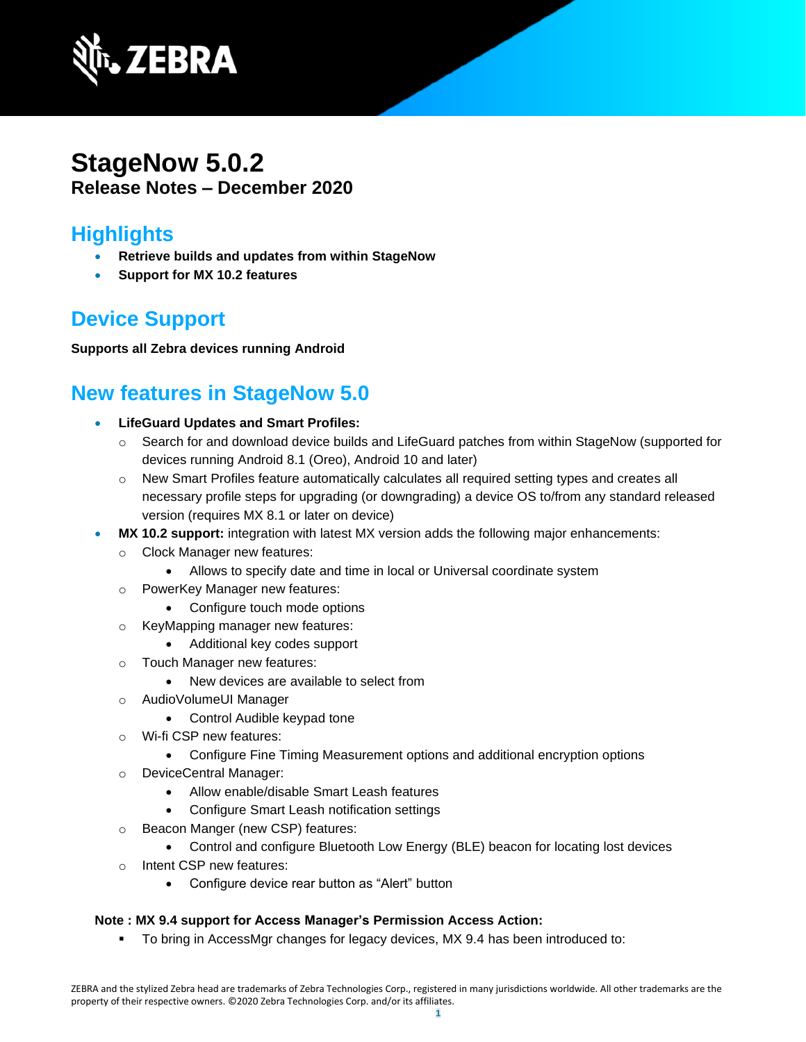# StageNow 5.0.2

**Release Notes – December 2020**

## Highlights

- **Retrieve builds and updates from within StageNow**
- **Support for MX 10.2 features**

## Device Support

**Supports all Zebra devices running Android**

## New features in StageNow 5.0

- **LifeGuard Updates and Smart Profiles:**
  - Search for and download device builds and LifeGuard patches from within StageNow (supported for devices running Android 8.1 (Oreo), Android 10 and later)
  - New Smart Profiles feature automatically calculates all required setting types and creates all necessary profile steps for upgrading (or downgrading) a device OS to/from any standard released version (requires MX 8.1 or later on device)
- **MX 10.2 support:** integration with latest MX version adds the following major enhancements:
  - Clock Manager new features:
    - Allows to specify date and time in local or Universal coordinate system
  - PowerKey Manager new features:
    - Configure touch mode options
  - KeyMapping manager new features:
    - Additional key codes support
  - Touch Manager new features:
    - New devices are available to select from
  - AudioVolumeUI Manager
    - Control Audible keypad tone
  - Wi-fi CSP new features:
    - Configure Fine Timing Measurement options and additional encryption options
  - DeviceCentral Manager:
    - Allow enable/disable Smart Leash features
    - Configure Smart Leash notification settings
  - Beacon Manger (new CSP) features:
    - Control and configure Bluetooth Low Energy (BLE) beacon for locating lost devices
  - Intent CSP new features:
    - Configure device rear button as "Alert" button

**Note : MX 9.4 support for Access Manager's Permission Access Action:**

- To bring in AccessMgr changes for legacy devices, MX 9.4 has been introduced to:

ZEBRA and the stylized Zebra head are trademarks of Zebra Technologies Corp., registered in many jurisdictions worldwide. All other trademarks are the property of their respective owners. ©2020 Zebra Technologies Corp. and/or its affiliates.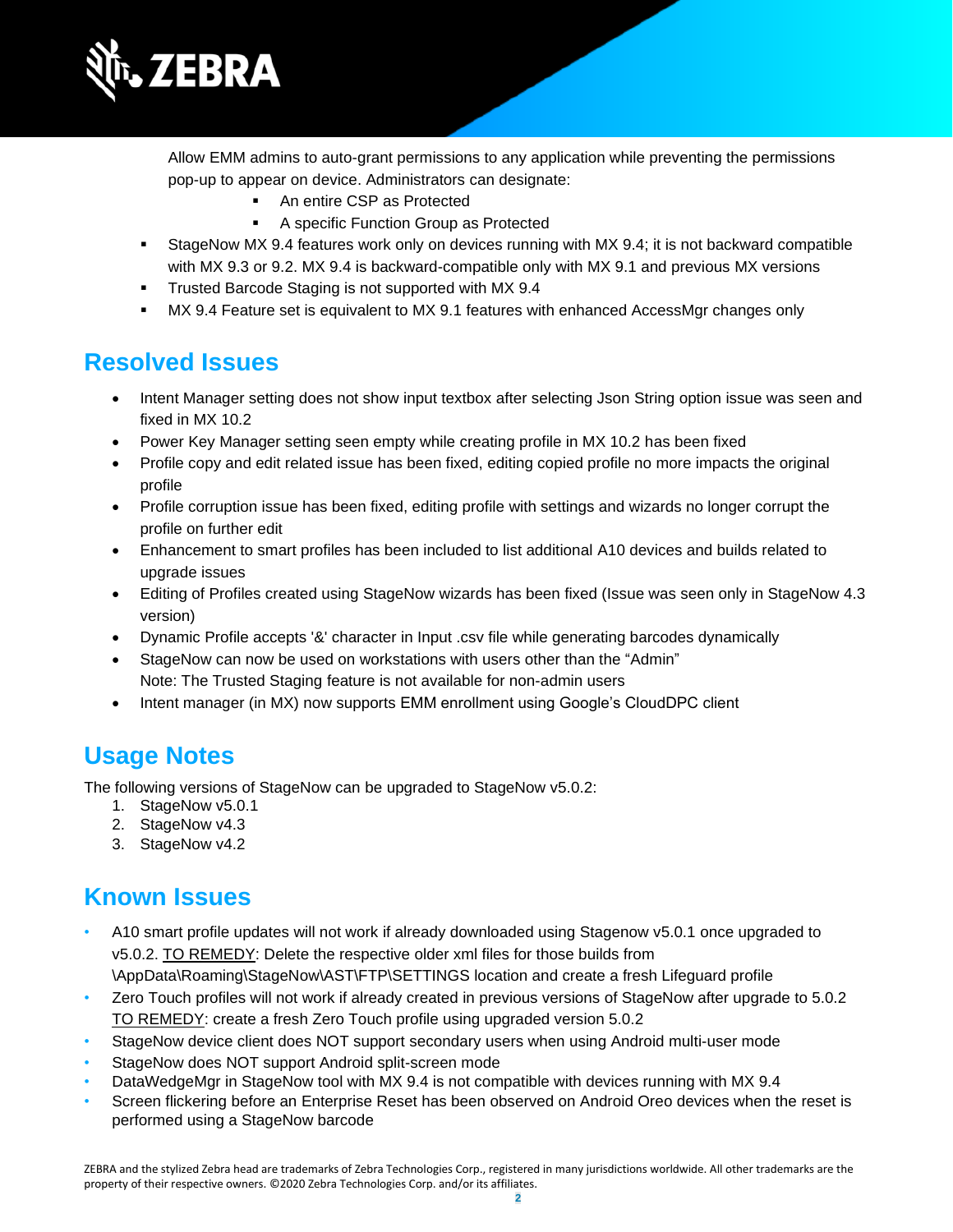Allow EMM admins to auto-grant permissions to any application while preventing the permissions pop-up to appear on device. Administrators can designate:

    - An entire CSP as Protected
    - A specific Function Group as Protected

- StageNow MX 9.4 features work only on devices running with MX 9.4; it is not backward compatible with MX 9.3 or 9.2. MX 9.4 is backward-compatible only with MX 9.1 and previous MX versions
- Trusted Barcode Staging is not supported with MX 9.4
- MX 9.4 Feature set is equivalent to MX 9.1 features with enhanced AccessMgr changes only

## Resolved Issues

- Intent Manager setting does not show input textbox after selecting Json String option issue was seen and fixed in MX 10.2
- Power Key Manager setting seen empty while creating profile in MX 10.2 has been fixed
- Profile copy and edit related issue has been fixed, editing copied profile no more impacts the original profile
- Profile corruption issue has been fixed, editing profile with settings and wizards no longer corrupt the profile on further edit
- Enhancement to smart profiles has been included to list additional A10 devices and builds related to upgrade issues
- Editing of Profiles created using StageNow wizards has been fixed (Issue was seen only in StageNow 4.3 version)
- Dynamic Profile accepts '&' character in Input .csv file while generating barcodes dynamically
- StageNow can now be used on workstations with users other than the "Admin"
  Note: The Trusted Staging feature is not available for non-admin users
- Intent manager (in MX) now supports EMM enrollment using Google's CloudDPC client

## Usage Notes

The following versions of StageNow can be upgraded to StageNow v5.0.2:

1. StageNow v5.0.1
2. StageNow v4.3
3. StageNow v4.2

## Known Issues

- A10 smart profile updates will not work if already downloaded using Stagenow v5.0.1 once upgraded to v5.0.2. <u>TO REMEDY</u>: Delete the respective older xml files for those builds from \AppData\Roaming\StageNow\AST\FTP\SETTINGS location and create a fresh Lifeguard profile
- Zero Touch profiles will not work if already created in previous versions of StageNow after upgrade to 5.0.2 <u>TO REMEDY</u>: create a fresh Zero Touch profile using upgraded version 5.0.2
- StageNow device client does NOT support secondary users when using Android multi-user mode
- StageNow does NOT support Android split-screen mode
- DataWedgeMgr in StageNow tool with MX 9.4 is not compatible with devices running with MX 9.4
- Screen flickering before an Enterprise Reset has been observed on Android Oreo devices when the reset is performed using a StageNow barcode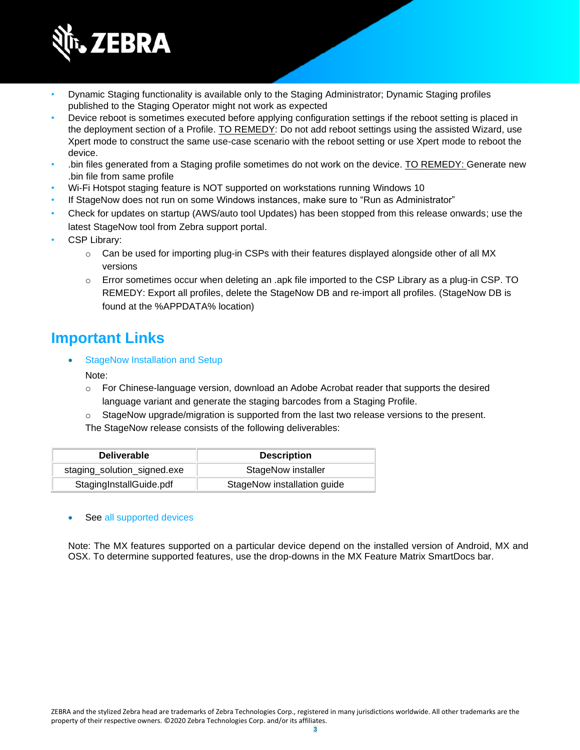- Dynamic Staging functionality is available only to the Staging Administrator; Dynamic Staging profiles published to the Staging Operator might not work as expected
- Device reboot is sometimes executed before applying configuration settings if the reboot setting is placed in the deployment section of a Profile. TO REMEDY: Do not add reboot settings using the assisted Wizard, use Xpert mode to construct the same use-case scenario with the reboot setting or use Xpert mode to reboot the device.
- .bin files generated from a Staging profile sometimes do not work on the device. TO REMEDY: Generate new .bin file from same profile
- Wi-Fi Hotspot staging feature is NOT supported on workstations running Windows 10
- If StageNow does not run on some Windows instances, make sure to "Run as Administrator"
- Check for updates on startup (AWS/auto tool Updates) has been stopped from this release onwards; use the latest StageNow tool from Zebra support portal.
- CSP Library:
  - Can be used for importing plug-in CSPs with their features displayed alongside other of all MX versions
  - Error sometimes occur when deleting an .apk file imported to the CSP Library as a plug-in CSP. TO REMEDY: Export all profiles, delete the StageNow DB and re-import all profiles. (StageNow DB is found at the %APPDATA% location)

## Important Links

- StageNow Installation and Setup

  Note:
  - For Chinese-language version, download an Adobe Acrobat reader that supports the desired language variant and generate the staging barcodes from a Staging Profile.
  - StageNow upgrade/migration is supported from the last two release versions to the present.

  The StageNow release consists of the following deliverables:

| Deliverable | Description |
|---|---|
| staging_solution_signed.exe | StageNow installer |
| StagingInstallGuide.pdf | StageNow installation guide |

- See all supported devices

Note: The MX features supported on a particular device depend on the installed version of Android, MX and OSX. To determine supported features, use the drop-downs in the MX Feature Matrix SmartDocs bar.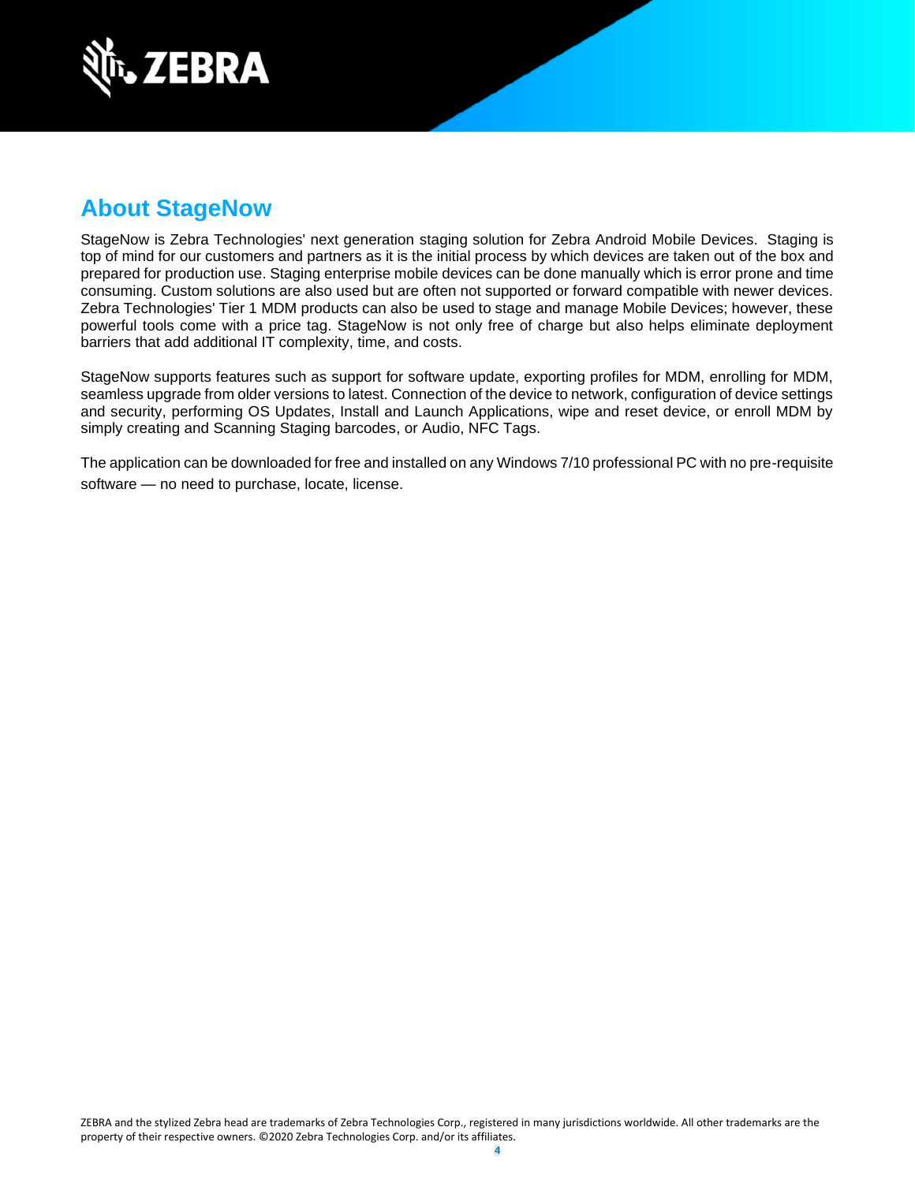## About StageNow

StageNow is Zebra Technologies' next generation staging solution for Zebra Android Mobile Devices. Staging is top of mind for our customers and partners as it is the initial process by which devices are taken out of the box and prepared for production use. Staging enterprise mobile devices can be done manually which is error prone and time consuming. Custom solutions are also used but are often not supported or forward compatible with newer devices. Zebra Technologies' Tier 1 MDM products can also be used to stage and manage Mobile Devices; however, these powerful tools come with a price tag. StageNow is not only free of charge but also helps eliminate deployment barriers that add additional IT complexity, time, and costs.

StageNow supports features such as support for software update, exporting profiles for MDM, enrolling for MDM, seamless upgrade from older versions to latest. Connection of the device to network, configuration of device settings and security, performing OS Updates, Install and Launch Applications, wipe and reset device, or enroll MDM by simply creating and Scanning Staging barcodes, or Audio, NFC Tags.

The application can be downloaded for free and installed on any Windows 7/10 professional PC with no pre-requisite software — no need to purchase, locate, license.

ZEBRA and the stylized Zebra head are trademarks of Zebra Technologies Corp., registered in many jurisdictions worldwide. All other trademarks are the property of their respective owners. ©2020 Zebra Technologies Corp. and/or its affiliates.